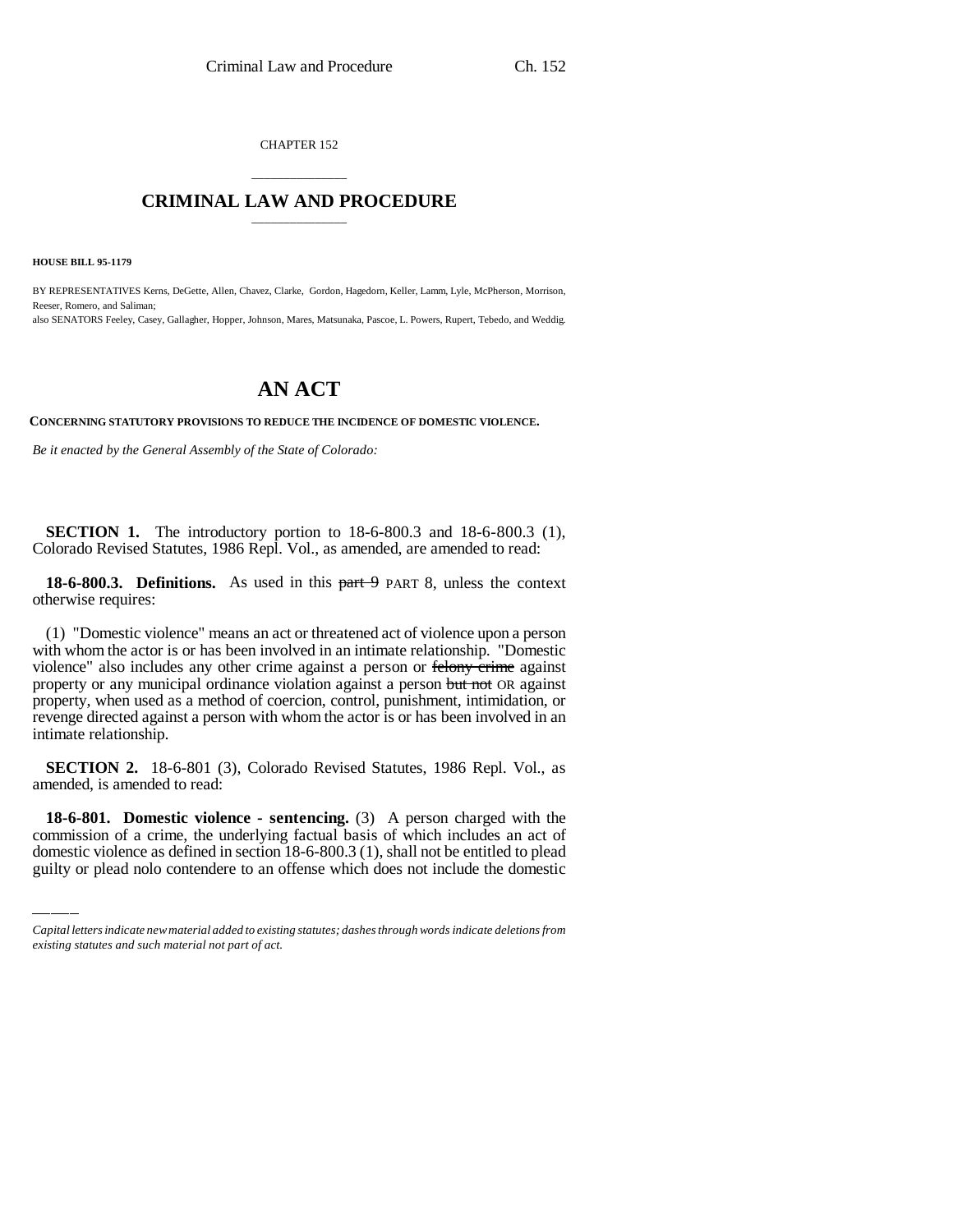CHAPTER 152

# CRIMINAL LAW AND PROCEDURE

**HOUSE BILL 95-1179**

BY REPRESENTATIVES Kerns, DeGette, Allen, Chavez, Clarke, Gordon, Hagedorn, Keller, Lamm, Lyle, McPherson, Morrison, Reeser, Romero, and Saliman;
also SENATORS Feeley, Casey, Gallagher, Hopper, Johnson, Mares, Matsunaka, Pascoe, L. Powers, Rupert, Tebedo, and Weddig.

# AN ACT

**CONCERNING STATUTORY PROVISIONS TO REDUCE THE INCIDENCE OF DOMESTIC VIOLENCE.**

*Be it enacted by the General Assembly of the State of Colorado:*

**SECTION 1.** The introductory portion to 18-6-800.3 and 18-6-800.3 (1), Colorado Revised Statutes, 1986 Repl. Vol., as amended, are amended to read:

**18-6-800.3. Definitions.** As used in this ~~part 9~~ PART 8, unless the context otherwise requires:

(1) "Domestic violence" means an act or threatened act of violence upon a person with whom the actor is or has been involved in an intimate relationship. "Domestic violence" also includes any other crime against a person or ~~felony crime~~ against property or any municipal ordinance violation against a person ~~but not~~ OR against property, when used as a method of coercion, control, punishment, intimidation, or revenge directed against a person with whom the actor is or has been involved in an intimate relationship.

**SECTION 2.** 18-6-801 (3), Colorado Revised Statutes, 1986 Repl. Vol., as amended, is amended to read:

**18-6-801. Domestic violence - sentencing.** (3) A person charged with the commission of a crime, the underlying factual basis of which includes an act of domestic violence as defined in section 18-6-800.3 (1), shall not be entitled to plead guilty or plead nolo contendere to an offense which does not include the domestic

*Capital letters indicate new material added to existing statutes; dashes through words indicate deletions from existing statutes and such material not part of act.*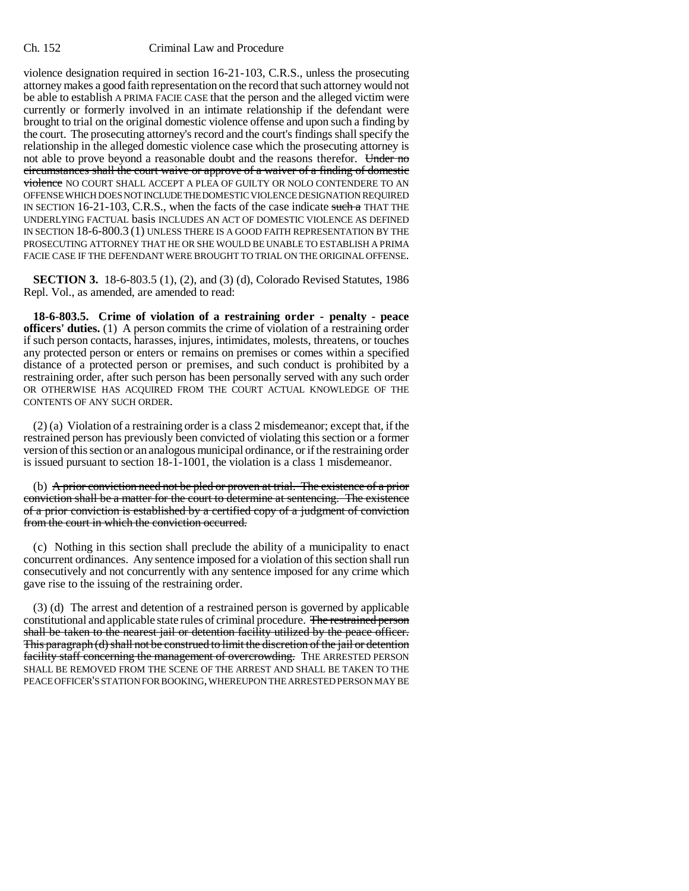violence designation required in section 16-21-103, C.R.S., unless the prosecuting attorney makes a good faith representation on the record that such attorney would not be able to establish A PRIMA FACIE CASE that the person and the alleged victim were currently or formerly involved in an intimate relationship if the defendant were brought to trial on the original domestic violence offense and upon such a finding by the court. The prosecuting attorney's record and the court's findings shall specify the relationship in the alleged domestic violence case which the prosecuting attorney is not able to prove beyond a reasonable doubt and the reasons therefor. ~~Under no circumstances shall the court waive or approve of a waiver of a finding of domestic violence~~ NO COURT SHALL ACCEPT A PLEA OF GUILTY OR NOLO CONTENDERE TO AN OFFENSE WHICH DOES NOT INCLUDE THE DOMESTIC VIOLENCE DESIGNATION REQUIRED IN SECTION 16-21-103, C.R.S., when the facts of the case indicate ~~such a~~ THAT THE UNDERLYING FACTUAL basis INCLUDES AN ACT OF DOMESTIC VIOLENCE AS DEFINED IN SECTION 18-6-800.3 (1) UNLESS THERE IS A GOOD FAITH REPRESENTATION BY THE PROSECUTING ATTORNEY THAT HE OR SHE WOULD BE UNABLE TO ESTABLISH A PRIMA FACIE CASE IF THE DEFENDANT WERE BROUGHT TO TRIAL ON THE ORIGINAL OFFENSE.

**SECTION 3.** 18-6-803.5 (1), (2), and (3) (d), Colorado Revised Statutes, 1986 Repl. Vol., as amended, are amended to read:

**18-6-803.5. Crime of violation of a restraining order - penalty - peace officers' duties.** (1) A person commits the crime of violation of a restraining order if such person contacts, harasses, injures, intimidates, molests, threatens, or touches any protected person or enters or remains on premises or comes within a specified distance of a protected person or premises, and such conduct is prohibited by a restraining order, after such person has been personally served with any such order OR OTHERWISE HAS ACQUIRED FROM THE COURT ACTUAL KNOWLEDGE OF THE CONTENTS OF ANY SUCH ORDER.

(2) (a) Violation of a restraining order is a class 2 misdemeanor; except that, if the restrained person has previously been convicted of violating this section or a former version of this section or an analogous municipal ordinance, or if the restraining order is issued pursuant to section 18-1-1001, the violation is a class 1 misdemeanor.

(b) ~~A prior conviction need not be pled or proven at trial. The existence of a prior conviction shall be a matter for the court to determine at sentencing. The existence of a prior conviction is established by a certified copy of a judgment of conviction from the court in which the conviction occurred.~~

(c) Nothing in this section shall preclude the ability of a municipality to enact concurrent ordinances. Any sentence imposed for a violation of this section shall run consecutively and not concurrently with any sentence imposed for any crime which gave rise to the issuing of the restraining order.

(3) (d) The arrest and detention of a restrained person is governed by applicable constitutional and applicable state rules of criminal procedure. ~~The restrained person shall be taken to the nearest jail or detention facility utilized by the peace officer. This paragraph (d) shall not be construed to limit the discretion of the jail or detention facility staff concerning the management of overcrowding.~~ THE ARRESTED PERSON SHALL BE REMOVED FROM THE SCENE OF THE ARREST AND SHALL BE TAKEN TO THE PEACE OFFICER'S STATION FOR BOOKING, WHEREUPON THE ARRESTED PERSON MAY BE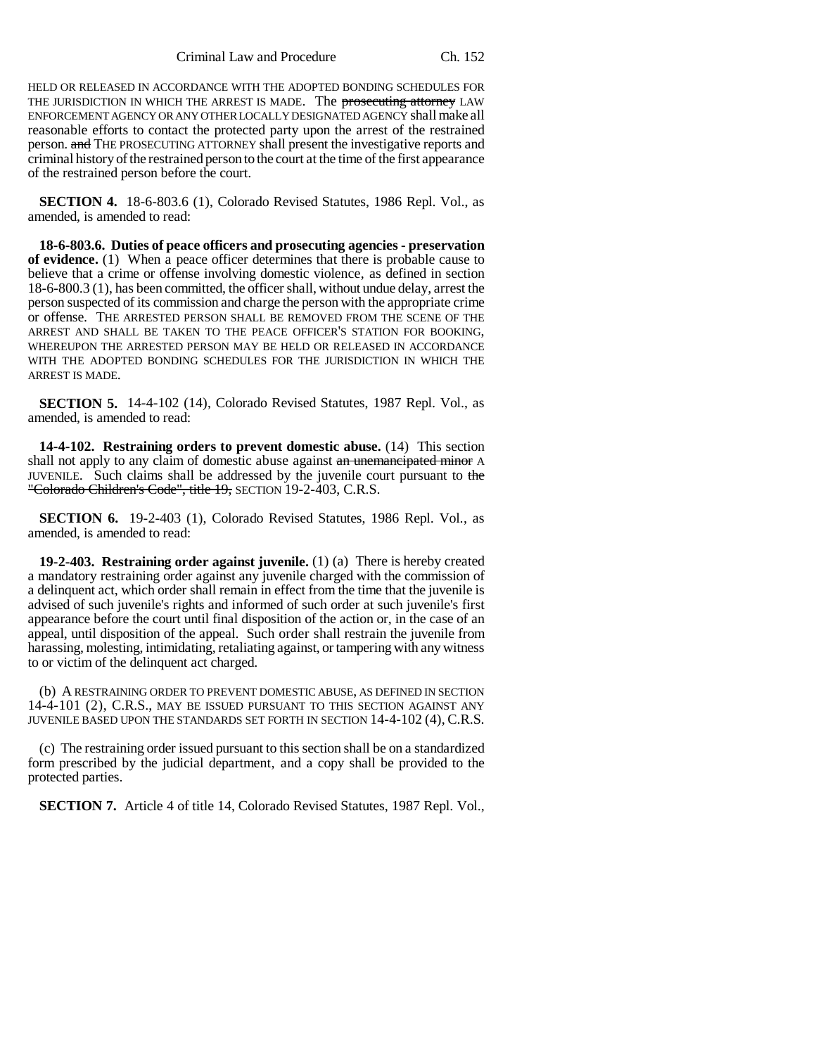HELD OR RELEASED IN ACCORDANCE WITH THE ADOPTED BONDING SCHEDULES FOR THE JURISDICTION IN WHICH THE ARREST IS MADE. The ~~prosecuting attorney~~ LAW ENFORCEMENT AGENCY OR ANY OTHER LOCALLY DESIGNATED AGENCY shall make all reasonable efforts to contact the protected party upon the arrest of the restrained person. ~~and~~ THE PROSECUTING ATTORNEY shall present the investigative reports and criminal history of the restrained person to the court at the time of the first appearance of the restrained person before the court.

**SECTION 4.** 18-6-803.6 (1), Colorado Revised Statutes, 1986 Repl. Vol., as amended, is amended to read:

**18-6-803.6. Duties of peace officers and prosecuting agencies - preservation of evidence.** (1) When a peace officer determines that there is probable cause to believe that a crime or offense involving domestic violence, as defined in section 18-6-800.3 (1), has been committed, the officer shall, without undue delay, arrest the person suspected of its commission and charge the person with the appropriate crime or offense. THE ARRESTED PERSON SHALL BE REMOVED FROM THE SCENE OF THE ARREST AND SHALL BE TAKEN TO THE PEACE OFFICER'S STATION FOR BOOKING, WHEREUPON THE ARRESTED PERSON MAY BE HELD OR RELEASED IN ACCORDANCE WITH THE ADOPTED BONDING SCHEDULES FOR THE JURISDICTION IN WHICH THE ARREST IS MADE.

**SECTION 5.** 14-4-102 (14), Colorado Revised Statutes, 1987 Repl. Vol., as amended, is amended to read:

**14-4-102. Restraining orders to prevent domestic abuse.** (14) This section shall not apply to any claim of domestic abuse against ~~an unemancipated minor~~ A JUVENILE. Such claims shall be addressed by the juvenile court pursuant to ~~the "Colorado Children's Code", title 19,~~ SECTION 19-2-403, C.R.S.

**SECTION 6.** 19-2-403 (1), Colorado Revised Statutes, 1986 Repl. Vol., as amended, is amended to read:

**19-2-403. Restraining order against juvenile.** (1) (a) There is hereby created a mandatory restraining order against any juvenile charged with the commission of a delinquent act, which order shall remain in effect from the time that the juvenile is advised of such juvenile's rights and informed of such order at such juvenile's first appearance before the court until final disposition of the action or, in the case of an appeal, until disposition of the appeal. Such order shall restrain the juvenile from harassing, molesting, intimidating, retaliating against, or tampering with any witness to or victim of the delinquent act charged.

(b) A RESTRAINING ORDER TO PREVENT DOMESTIC ABUSE, AS DEFINED IN SECTION 14-4-101 (2), C.R.S., MAY BE ISSUED PURSUANT TO THIS SECTION AGAINST ANY JUVENILE BASED UPON THE STANDARDS SET FORTH IN SECTION 14-4-102 (4), C.R.S.

(c) The restraining order issued pursuant to this section shall be on a standardized form prescribed by the judicial department, and a copy shall be provided to the protected parties.

**SECTION 7.** Article 4 of title 14, Colorado Revised Statutes, 1987 Repl. Vol.,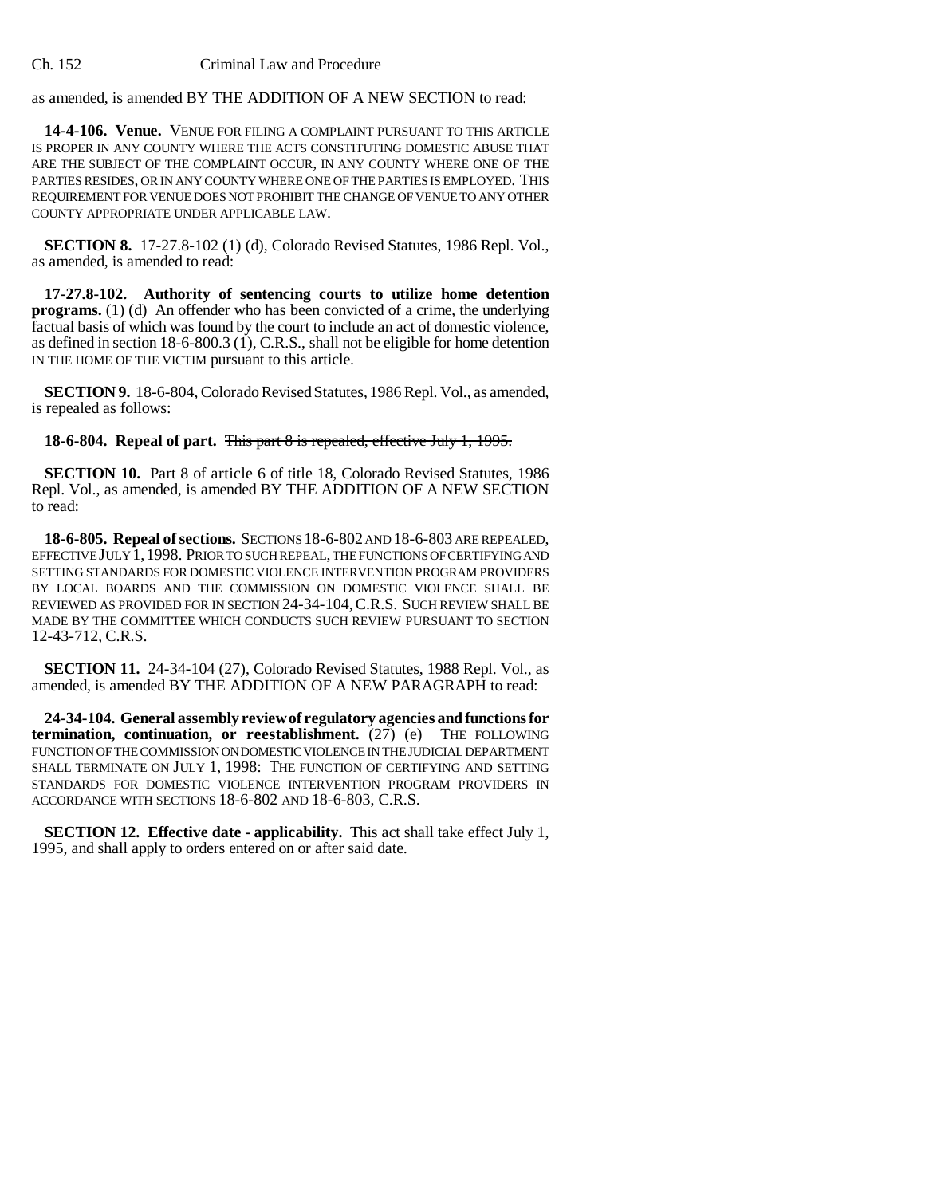as amended, is amended BY THE ADDITION OF A NEW SECTION to read:

**14-4-106. Venue.** VENUE FOR FILING A COMPLAINT PURSUANT TO THIS ARTICLE IS PROPER IN ANY COUNTY WHERE THE ACTS CONSTITUTING DOMESTIC ABUSE THAT ARE THE SUBJECT OF THE COMPLAINT OCCUR, IN ANY COUNTY WHERE ONE OF THE PARTIES RESIDES, OR IN ANY COUNTY WHERE ONE OF THE PARTIES IS EMPLOYED. THIS REQUIREMENT FOR VENUE DOES NOT PROHIBIT THE CHANGE OF VENUE TO ANY OTHER COUNTY APPROPRIATE UNDER APPLICABLE LAW.

**SECTION 8.** 17-27.8-102 (1) (d), Colorado Revised Statutes, 1986 Repl. Vol., as amended, is amended to read:

**17-27.8-102. Authority of sentencing courts to utilize home detention programs.** (1) (d) An offender who has been convicted of a crime, the underlying factual basis of which was found by the court to include an act of domestic violence, as defined in section 18-6-800.3 (1), C.R.S., shall not be eligible for home detention IN THE HOME OF THE VICTIM pursuant to this article.

**SECTION 9.** 18-6-804, Colorado Revised Statutes, 1986 Repl. Vol., as amended, is repealed as follows:

**18-6-804. Repeal of part.** ~~This part 8 is repealed, effective July 1, 1995.~~

**SECTION 10.** Part 8 of article 6 of title 18, Colorado Revised Statutes, 1986 Repl. Vol., as amended, is amended BY THE ADDITION OF A NEW SECTION to read:

**18-6-805. Repeal of sections.** SECTIONS 18-6-802 AND 18-6-803 ARE REPEALED, EFFECTIVE JULY 1, 1998. PRIOR TO SUCH REPEAL, THE FUNCTIONS OF CERTIFYING AND SETTING STANDARDS FOR DOMESTIC VIOLENCE INTERVENTION PROGRAM PROVIDERS BY LOCAL BOARDS AND THE COMMISSION ON DOMESTIC VIOLENCE SHALL BE REVIEWED AS PROVIDED FOR IN SECTION 24-34-104, C.R.S. SUCH REVIEW SHALL BE MADE BY THE COMMITTEE WHICH CONDUCTS SUCH REVIEW PURSUANT TO SECTION 12-43-712, C.R.S.

**SECTION 11.** 24-34-104 (27), Colorado Revised Statutes, 1988 Repl. Vol., as amended, is amended BY THE ADDITION OF A NEW PARAGRAPH to read:

**24-34-104. General assembly review of regulatory agencies and functions for termination, continuation, or reestablishment.** (27) (e) THE FOLLOWING FUNCTION OF THE COMMISSION ON DOMESTIC VIOLENCE IN THE JUDICIAL DEPARTMENT SHALL TERMINATE ON JULY 1, 1998: THE FUNCTION OF CERTIFYING AND SETTING STANDARDS FOR DOMESTIC VIOLENCE INTERVENTION PROGRAM PROVIDERS IN ACCORDANCE WITH SECTIONS 18-6-802 AND 18-6-803, C.R.S.

**SECTION 12. Effective date - applicability.** This act shall take effect July 1, 1995, and shall apply to orders entered on or after said date.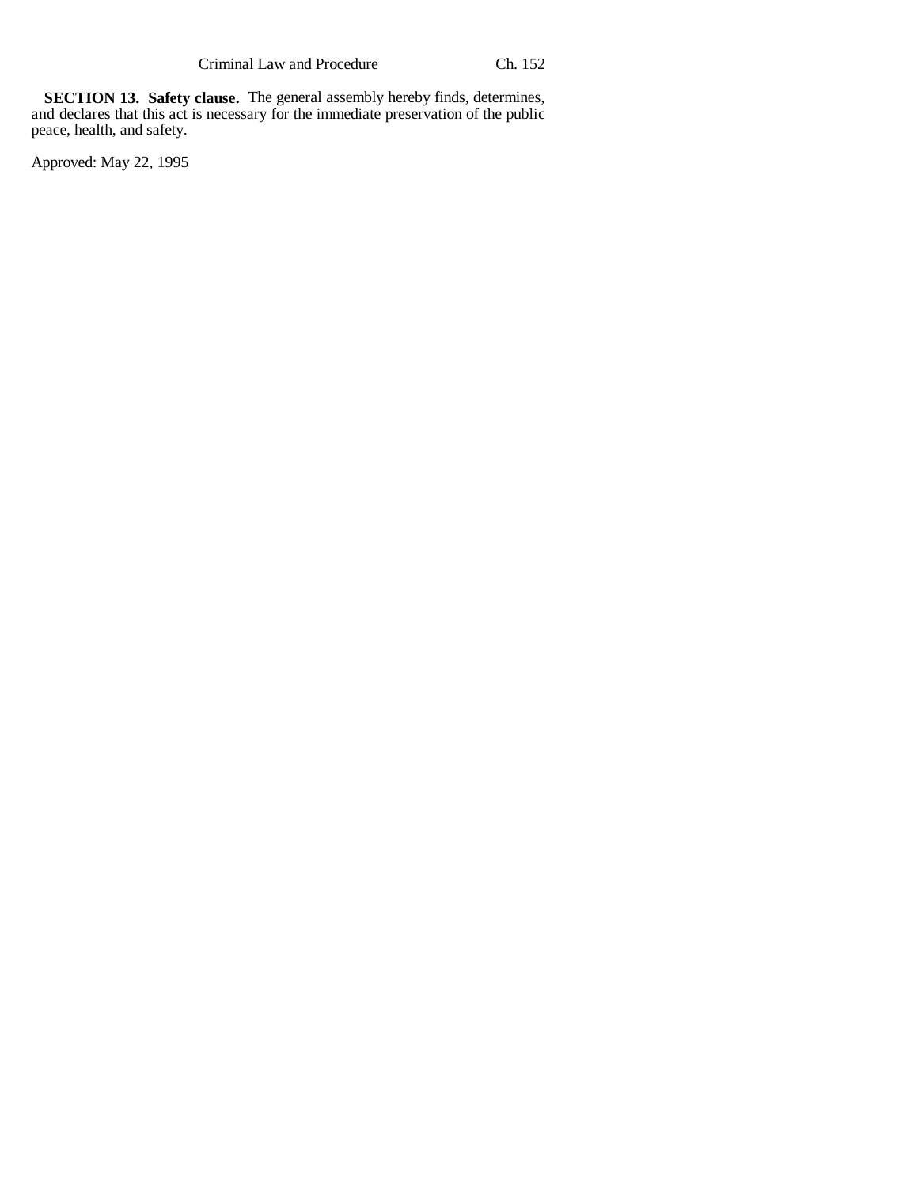**SECTION 13. Safety clause.** The general assembly hereby finds, determines, and declares that this act is necessary for the immediate preservation of the public peace, health, and safety.

Approved: May 22, 1995